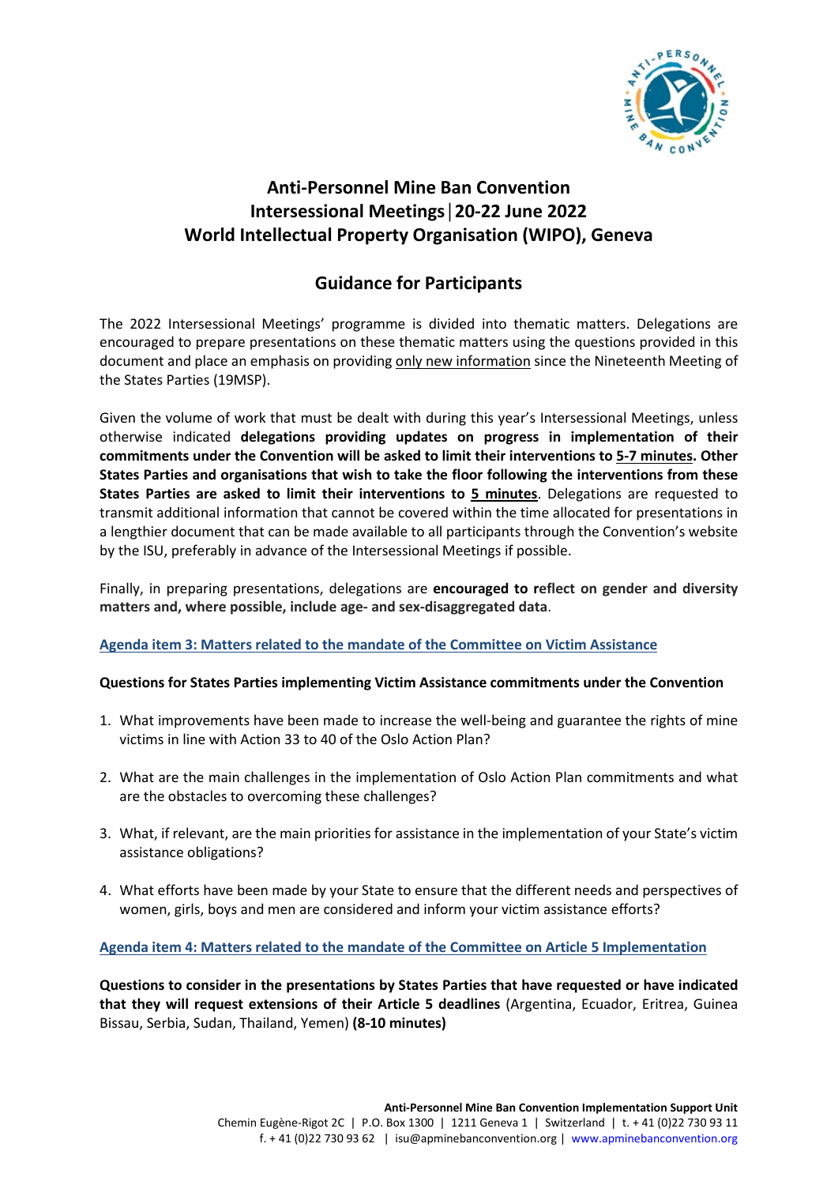# Anti-Personnel Mine Ban Convention
# Intersessional Meetings | 20-22 June 2022
# World Intellectual Property Organisation (WIPO), Geneva

## Guidance for Participants

The 2022 Intersessional Meetings' programme is divided into thematic matters. Delegations are encouraged to prepare presentations on these thematic matters using the questions provided in this document and place an emphasis on providing only new information since the Nineteenth Meeting of the States Parties (19MSP).

Given the volume of work that must be dealt with during this year's Intersessional Meetings, unless otherwise indicated **delegations providing updates on progress in implementation of their commitments under the Convention will be asked to limit their interventions to 5-7 minutes. Other States Parties and organisations that wish to take the floor following the interventions from these States Parties are asked to limit their interventions to 5 minutes**. Delegations are requested to transmit additional information that cannot be covered within the time allocated for presentations in a lengthier document that can be made available to all participants through the Convention's website by the ISU, preferably in advance of the Intersessional Meetings if possible.

Finally, in preparing presentations, delegations are **encouraged to reflect on gender and diversity matters and, where possible, include age- and sex-disaggregated data**.

### Agenda item 3: Matters related to the mandate of the Committee on Victim Assistance

**Questions for States Parties implementing Victim Assistance commitments under the Convention**

1. What improvements have been made to increase the well-being and guarantee the rights of mine victims in line with Action 33 to 40 of the Oslo Action Plan?
2. What are the main challenges in the implementation of Oslo Action Plan commitments and what are the obstacles to overcoming these challenges?
3. What, if relevant, are the main priorities for assistance in the implementation of your State's victim assistance obligations?
4. What efforts have been made by your State to ensure that the different needs and perspectives of women, girls, boys and men are considered and inform your victim assistance efforts?

### Agenda item 4: Matters related to the mandate of the Committee on Article 5 Implementation

**Questions to consider in the presentations by States Parties that have requested or have indicated that they will request extensions of their Article 5 deadlines** (Argentina, Ecuador, Eritrea, Guinea Bissau, Serbia, Sudan, Thailand, Yemen) **(8-10 minutes)**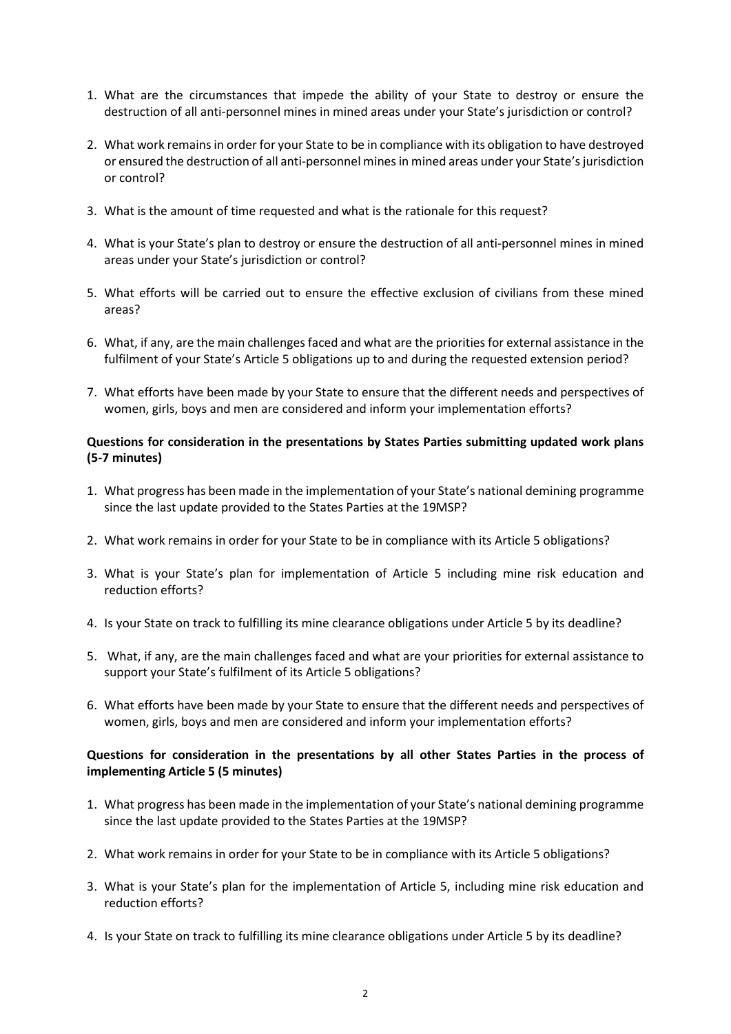1. What are the circumstances that impede the ability of your State to destroy or ensure the destruction of all anti-personnel mines in mined areas under your State's jurisdiction or control?

2. What work remains in order for your State to be in compliance with its obligation to have destroyed or ensured the destruction of all anti-personnel mines in mined areas under your State's jurisdiction or control?

3. What is the amount of time requested and what is the rationale for this request?

4. What is your State's plan to destroy or ensure the destruction of all anti-personnel mines in mined areas under your State's jurisdiction or control?

5. What efforts will be carried out to ensure the effective exclusion of civilians from these mined areas?

6. What, if any, are the main challenges faced and what are the priorities for external assistance in the fulfilment of your State's Article 5 obligations up to and during the requested extension period?

7. What efforts have been made by your State to ensure that the different needs and perspectives of women, girls, boys and men are considered and inform your implementation efforts?

**Questions for consideration in the presentations by States Parties submitting updated work plans (5-7 minutes)**

1. What progress has been made in the implementation of your State's national demining programme since the last update provided to the States Parties at the 19MSP?

2. What work remains in order for your State to be in compliance with its Article 5 obligations?

3. What is your State's plan for implementation of Article 5 including mine risk education and reduction efforts?

4. Is your State on track to fulfilling its mine clearance obligations under Article 5 by its deadline?

5. What, if any, are the main challenges faced and what are your priorities for external assistance to support your State's fulfilment of its Article 5 obligations?

6. What efforts have been made by your State to ensure that the different needs and perspectives of women, girls, boys and men are considered and inform your implementation efforts?

**Questions for consideration in the presentations by all other States Parties in the process of implementing Article 5 (5 minutes)**

1. What progress has been made in the implementation of your State's national demining programme since the last update provided to the States Parties at the 19MSP?

2. What work remains in order for your State to be in compliance with its Article 5 obligations?

3. What is your State's plan for the implementation of Article 5, including mine risk education and reduction efforts?

4. Is your State on track to fulfilling its mine clearance obligations under Article 5 by its deadline?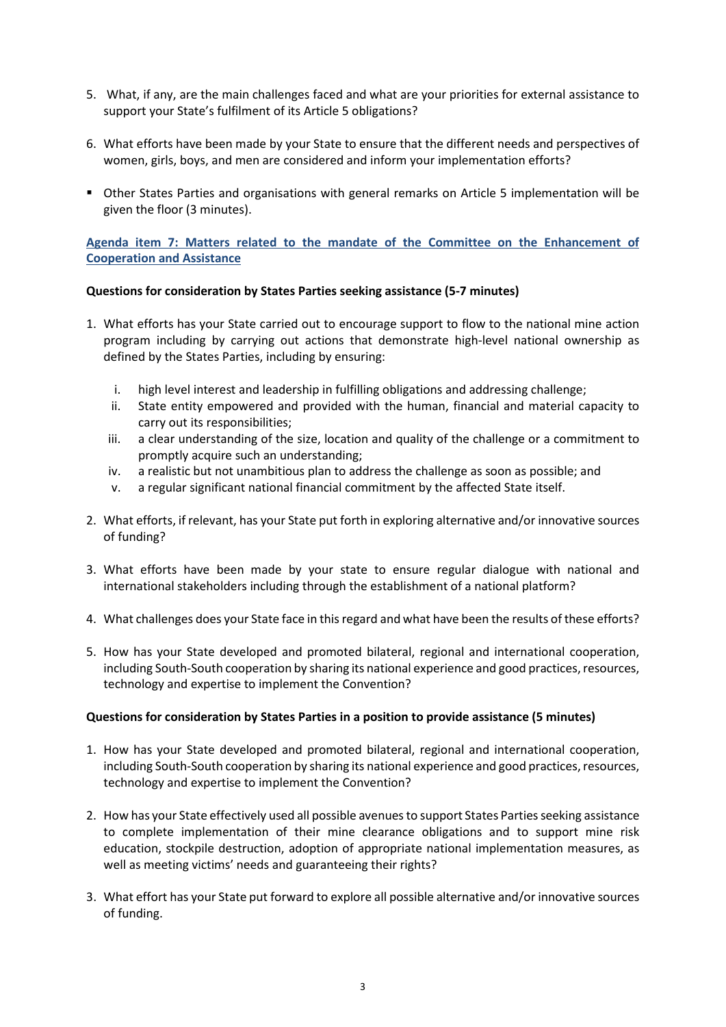5. What, if any, are the main challenges faced and what are your priorities for external assistance to support your State's fulfilment of its Article 5 obligations?

6. What efforts have been made by your State to ensure that the different needs and perspectives of women, girls, boys, and men are considered and inform your implementation efforts?

- Other States Parties and organisations with general remarks on Article 5 implementation will be given the floor (3 minutes).

**Agenda item 7: Matters related to the mandate of the Committee on the Enhancement of Cooperation and Assistance**

**Questions for consideration by States Parties seeking assistance (5-7 minutes)**

1. What efforts has your State carried out to encourage support to flow to the national mine action program including by carrying out actions that demonstrate high-level national ownership as defined by the States Parties, including by ensuring:

   i. high level interest and leadership in fulfilling obligations and addressing challenge;
   ii. State entity empowered and provided with the human, financial and material capacity to carry out its responsibilities;
   iii. a clear understanding of the size, location and quality of the challenge or a commitment to promptly acquire such an understanding;
   iv. a realistic but not unambitious plan to address the challenge as soon as possible; and
   v. a regular significant national financial commitment by the affected State itself.

2. What efforts, if relevant, has your State put forth in exploring alternative and/or innovative sources of funding?

3. What efforts have been made by your state to ensure regular dialogue with national and international stakeholders including through the establishment of a national platform?

4. What challenges does your State face in this regard and what have been the results of these efforts?

5. How has your State developed and promoted bilateral, regional and international cooperation, including South-South cooperation by sharing its national experience and good practices, resources, technology and expertise to implement the Convention?

**Questions for consideration by States Parties in a position to provide assistance (5 minutes)**

1. How has your State developed and promoted bilateral, regional and international cooperation, including South-South cooperation by sharing its national experience and good practices, resources, technology and expertise to implement the Convention?

2. How has your State effectively used all possible avenues to support States Parties seeking assistance to complete implementation of their mine clearance obligations and to support mine risk education, stockpile destruction, adoption of appropriate national implementation measures, as well as meeting victims' needs and guaranteeing their rights?

3. What effort has your State put forward to explore all possible alternative and/or innovative sources of funding.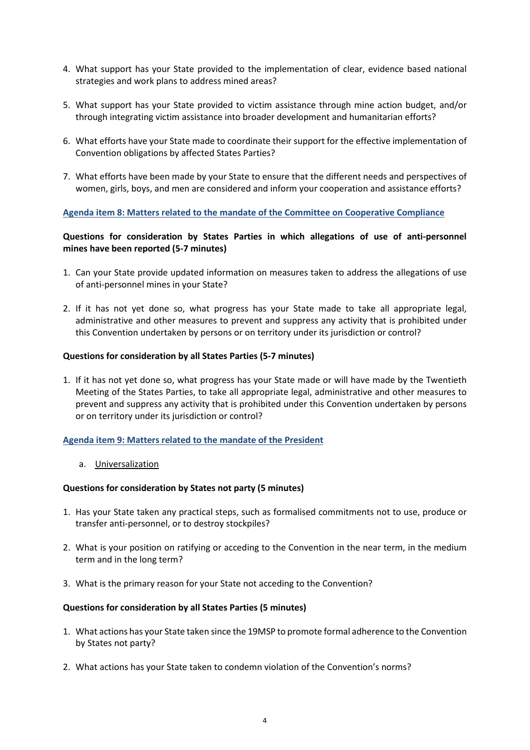4. What support has your State provided to the implementation of clear, evidence based national strategies and work plans to address mined areas?

5. What support has your State provided to victim assistance through mine action budget, and/or through integrating victim assistance into broader development and humanitarian efforts?

6. What efforts have your State made to coordinate their support for the effective implementation of Convention obligations by affected States Parties?

7. What efforts have been made by your State to ensure that the different needs and perspectives of women, girls, boys, and men are considered and inform your cooperation and assistance efforts?

## Agenda item 8: Matters related to the mandate of the Committee on Cooperative Compliance

**Questions for consideration by States Parties in which allegations of use of anti-personnel mines have been reported (5-7 minutes)**

1. Can your State provide updated information on measures taken to address the allegations of use of anti-personnel mines in your State?

2. If it has not yet done so, what progress has your State made to take all appropriate legal, administrative and other measures to prevent and suppress any activity that is prohibited under this Convention undertaken by persons or on territory under its jurisdiction or control?

**Questions for consideration by all States Parties (5-7 minutes)**

1. If it has not yet done so, what progress has your State made or will have made by the Twentieth Meeting of the States Parties, to take all appropriate legal, administrative and other measures to prevent and suppress any activity that is prohibited under this Convention undertaken by persons or on territory under its jurisdiction or control?

## Agenda item 9: Matters related to the mandate of the President

a. Universalization

**Questions for consideration by States not party (5 minutes)**

1. Has your State taken any practical steps, such as formalised commitments not to use, produce or transfer anti-personnel, or to destroy stockpiles?

2. What is your position on ratifying or acceding to the Convention in the near term, in the medium term and in the long term?

3. What is the primary reason for your State not acceding to the Convention?

**Questions for consideration by all States Parties (5 minutes)**

1. What actions has your State taken since the 19MSP to promote formal adherence to the Convention by States not party?

2. What actions has your State taken to condemn violation of the Convention's norms?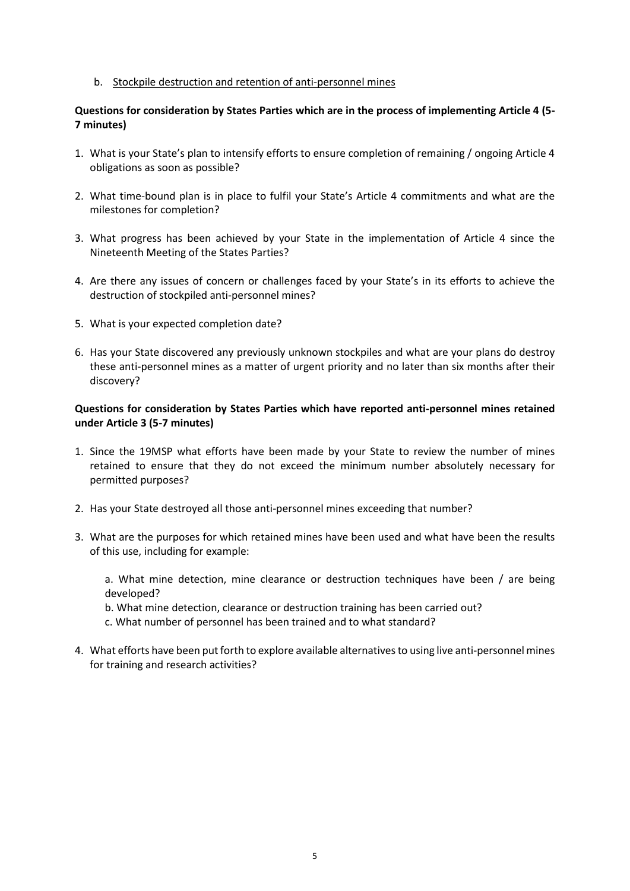b. <u>Stockpile destruction and retention of anti-personnel mines</u>

**Questions for consideration by States Parties which are in the process of implementing Article 4 (5-7 minutes)**

1. What is your State's plan to intensify efforts to ensure completion of remaining / ongoing Article 4 obligations as soon as possible?

2. What time-bound plan is in place to fulfil your State's Article 4 commitments and what are the milestones for completion?

3. What progress has been achieved by your State in the implementation of Article 4 since the Nineteenth Meeting of the States Parties?

4. Are there any issues of concern or challenges faced by your State's in its efforts to achieve the destruction of stockpiled anti-personnel mines?

5. What is your expected completion date?

6. Has your State discovered any previously unknown stockpiles and what are your plans do destroy these anti-personnel mines as a matter of urgent priority and no later than six months after their discovery?

**Questions for consideration by States Parties which have reported anti-personnel mines retained under Article 3 (5-7 minutes)**

1. Since the 19MSP what efforts have been made by your State to review the number of mines retained to ensure that they do not exceed the minimum number absolutely necessary for permitted purposes?

2. Has your State destroyed all those anti-personnel mines exceeding that number?

3. What are the purposes for which retained mines have been used and what have been the results of this use, including for example:

   a. What mine detection, mine clearance or destruction techniques have been / are being developed?
   b. What mine detection, clearance or destruction training has been carried out?
   c. What number of personnel has been trained and to what standard?

4. What efforts have been put forth to explore available alternatives to using live anti-personnel mines for training and research activities?